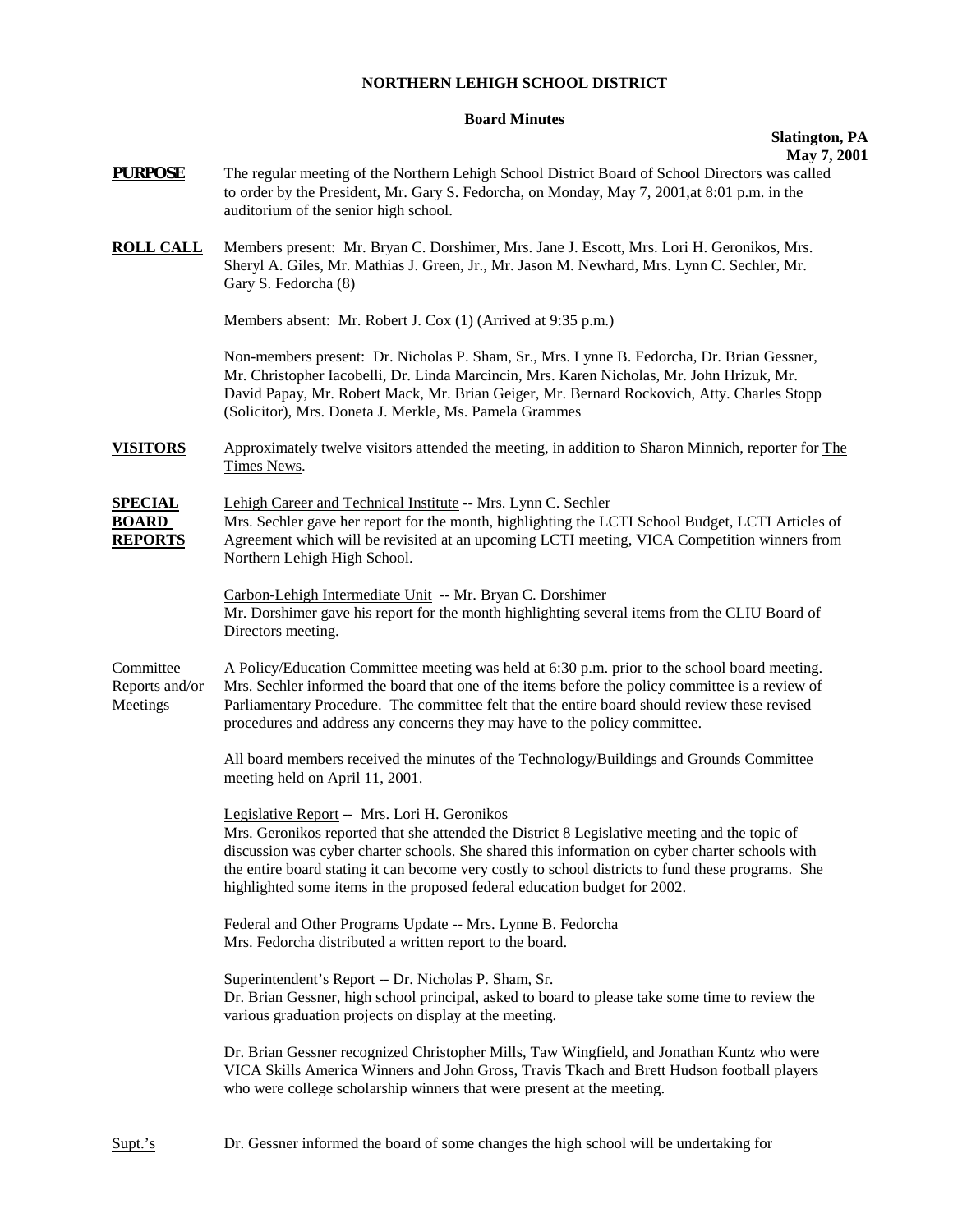**NORTHERN LEHIGH SCHOOL DISTRICT**

**Board Minutes**

**Slatington, PA**
**May 7, 2001**

**PURPOSE** The regular meeting of the Northern Lehigh School District Board of School Directors was called to order by the President, Mr. Gary S. Fedorcha, on Monday, May 7, 2001,at 8:01 p.m. in the auditorium of the senior high school.

**ROLL CALL** Members present: Mr. Bryan C. Dorshimer, Mrs. Jane J. Escott, Mrs. Lori H. Geronikos, Mrs. Sheryl A. Giles, Mr. Mathias J. Green, Jr., Mr. Jason M. Newhard, Mrs. Lynn C. Sechler, Mr. Gary S. Fedorcha (8)

Members absent: Mr. Robert J. Cox (1) (Arrived at 9:35 p.m.)

Non-members present: Dr. Nicholas P. Sham, Sr., Mrs. Lynne B. Fedorcha, Dr. Brian Gessner, Mr. Christopher Iacobelli, Dr. Linda Marcincin, Mrs. Karen Nicholas, Mr. John Hrizuk, Mr. David Papay, Mr. Robert Mack, Mr. Brian Geiger, Mr. Bernard Rockovich, Atty. Charles Stopp (Solicitor), Mrs. Doneta J. Merkle, Ms. Pamela Grammes

**VISITORS** Approximately twelve visitors attended the meeting, in addition to Sharon Minnich, reporter for The Times News.

**SPECIAL BOARD REPORTS** Lehigh Career and Technical Institute -- Mrs. Lynn C. Sechler
Mrs. Sechler gave her report for the month, highlighting the LCTI School Budget, LCTI Articles of Agreement which will be revisited at an upcoming LCTI meeting, VICA Competition winners from Northern Lehigh High School.

Carbon-Lehigh Intermediate Unit -- Mr. Bryan C. Dorshimer
Mr. Dorshimer gave his report for the month highlighting several items from the CLIU Board of Directors meeting.

Committee Reports and/or Meetings A Policy/Education Committee meeting was held at 6:30 p.m. prior to the school board meeting. Mrs. Sechler informed the board that one of the items before the policy committee is a review of Parliamentary Procedure. The committee felt that the entire board should review these revised procedures and address any concerns they may have to the policy committee.

All board members received the minutes of the Technology/Buildings and Grounds Committee meeting held on April 11, 2001.

Legislative Report -- Mrs. Lori H. Geronikos
Mrs. Geronikos reported that she attended the District 8 Legislative meeting and the topic of discussion was cyber charter schools. She shared this information on cyber charter schools with the entire board stating it can become very costly to school districts to fund these programs. She highlighted some items in the proposed federal education budget for 2002.

Federal and Other Programs Update -- Mrs. Lynne B. Fedorcha
Mrs. Fedorcha distributed a written report to the board.

Superintendent's Report -- Dr. Nicholas P. Sham, Sr.
Dr. Brian Gessner, high school principal, asked to board to please take some time to review the various graduation projects on display at the meeting.

Dr. Brian Gessner recognized Christopher Mills, Taw Wingfield, and Jonathan Kuntz who were VICA Skills America Winners and John Gross, Travis Tkach and Brett Hudson football players who were college scholarship winners that were present at the meeting.

Supt.'s Dr. Gessner informed the board of some changes the high school will be undertaking for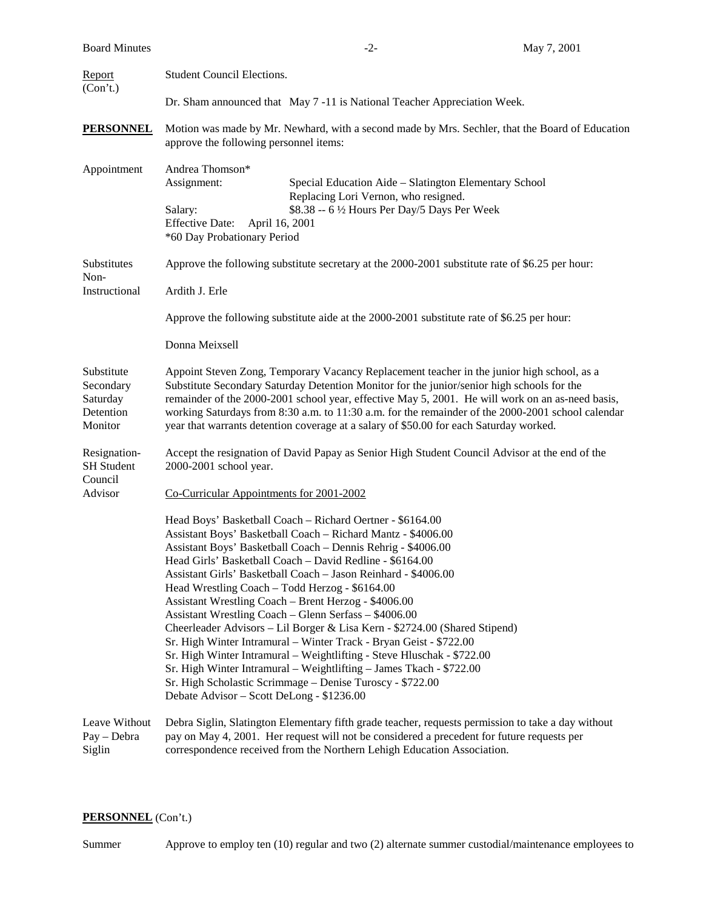Report (Con't.)

Student Council Elections.

Dr. Sham announced that May 7 -11 is National Teacher Appreciation Week.

**PERSONNEL**

Motion was made by Mr. Newhard, with a second made by Mrs. Sechler, that the Board of Education approve the following personnel items:

Appointment

Andrea Thomson*
Assignment: Special Education Aide – Slatington Elementary School
Replacing Lori Vernon, who resigned.
Salary: $8.38 -- 6 ½ Hours Per Day/5 Days Per Week
Effective Date: April 16, 2001
*60 Day Probationary Period

Substitutes Non-Instructional

Approve the following substitute secretary at the 2000-2001 substitute rate of $6.25 per hour:

Ardith J. Erle

Approve the following substitute aide at the 2000-2001 substitute rate of $6.25 per hour:

Donna Meixsell

Substitute Secondary Saturday Detention Monitor

Appoint Steven Zong, Temporary Vacancy Replacement teacher in the junior high school, as a Substitute Secondary Saturday Detention Monitor for the junior/senior high schools for the remainder of the 2000-2001 school year, effective May 5, 2001. He will work on an as-need basis, working Saturdays from 8:30 a.m. to 11:30 a.m. for the remainder of the 2000-2001 school calendar year that warrants detention coverage at a salary of $50.00 for each Saturday worked.

Resignation-SH Student Council Advisor

Accept the resignation of David Papay as Senior High Student Council Advisor at the end of the 2000-2001 school year.

Co-Curricular Appointments for 2001-2002

Head Boys' Basketball Coach – Richard Oertner - $6164.00
Assistant Boys' Basketball Coach – Richard Mantz - $4006.00
Assistant Boys' Basketball Coach – Dennis Rehrig - $4006.00
Head Girls' Basketball Coach – David Redline - $6164.00
Assistant Girls' Basketball Coach – Jason Reinhard - $4006.00
Head Wrestling Coach – Todd Herzog - $6164.00
Assistant Wrestling Coach – Brent Herzog - $4006.00
Assistant Wrestling Coach – Glenn Serfass – $4006.00
Cheerleader Advisors – Lil Borger & Lisa Kern - $2724.00 (Shared Stipend)
Sr. High Winter Intramural – Winter Track - Bryan Geist - $722.00
Sr. High Winter Intramural – Weightlifting - Steve Hluschak - $722.00
Sr. High Winter Intramural – Weightlifting – James Tkach - $722.00
Sr. High Scholastic Scrimmage – Denise Turoscy - $722.00
Debate Advisor – Scott DeLong - $1236.00

Leave Without Pay – Debra Siglin

Debra Siglin, Slatington Elementary fifth grade teacher, requests permission to take a day without pay on May 4, 2001. Her request will not be considered a precedent for future requests per correspondence received from the Northern Lehigh Education Association.

**PERSONNEL** (Con't.)

Summer

Approve to employ ten (10) regular and two (2) alternate summer custodial/maintenance employees to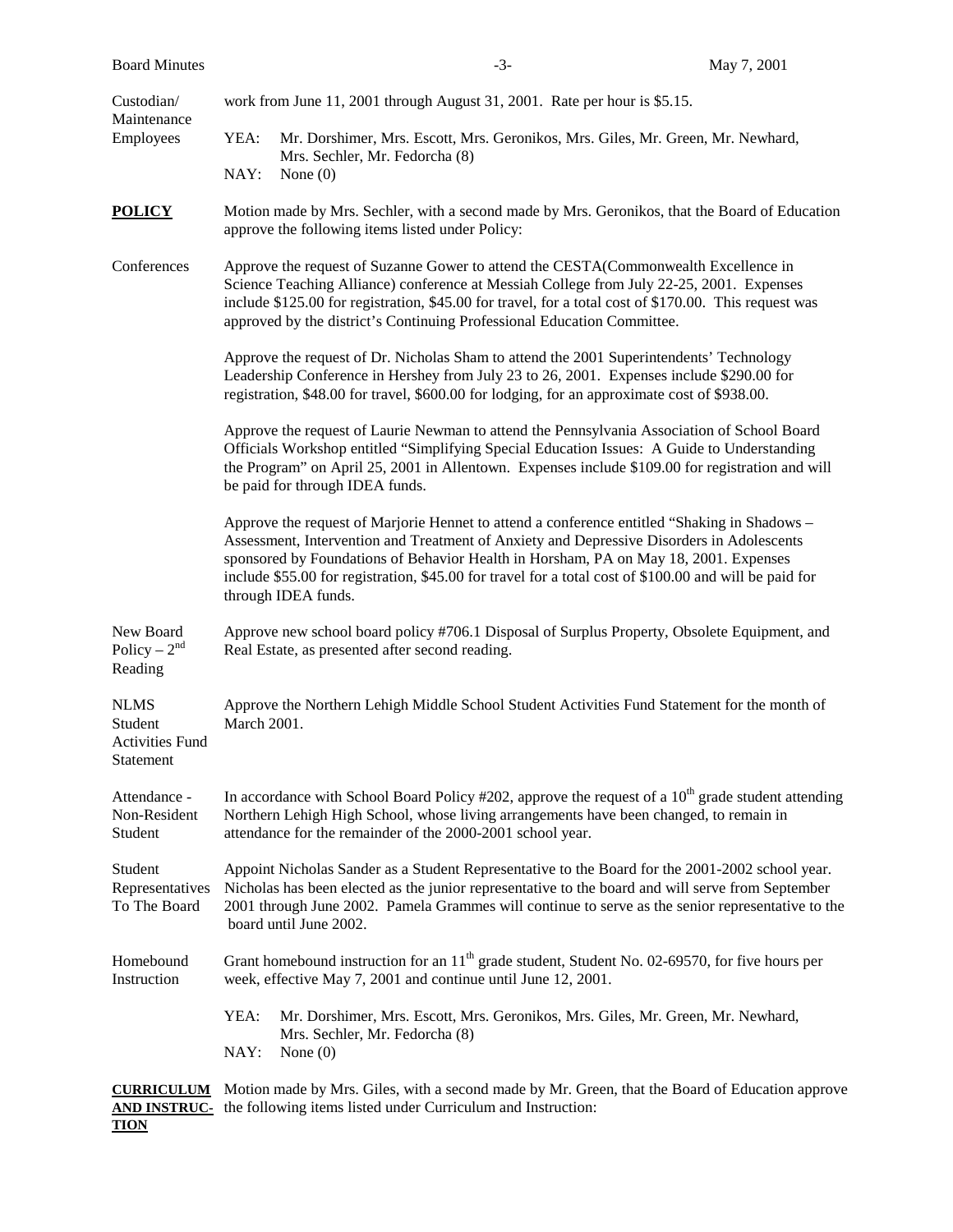**Custodian/ Maintenance Employees**

work from June 11, 2001 through August 31, 2001. Rate per hour is $5.15.

YEA: Mr. Dorshimer, Mrs. Escott, Mrs. Geronikos, Mrs. Giles, Mr. Green, Mr. Newhard, Mrs. Sechler, Mr. Fedorcha (8)
NAY: None (0)

## POLICY

Motion made by Mrs. Sechler, with a second made by Mrs. Geronikos, that the Board of Education approve the following items listed under Policy:

**Conferences**

Approve the request of Suzanne Gower to attend the CESTA(Commonwealth Excellence in Science Teaching Alliance) conference at Messiah College from July 22-25, 2001. Expenses include $125.00 for registration, $45.00 for travel, for a total cost of $170.00. This request was approved by the district's Continuing Professional Education Committee.

Approve the request of Dr. Nicholas Sham to attend the 2001 Superintendents' Technology Leadership Conference in Hershey from July 23 to 26, 2001. Expenses include $290.00 for registration, $48.00 for travel, $600.00 for lodging, for an approximate cost of $938.00.

Approve the request of Laurie Newman to attend the Pennsylvania Association of School Board Officials Workshop entitled "Simplifying Special Education Issues: A Guide to Understanding the Program" on April 25, 2001 in Allentown. Expenses include $109.00 for registration and will be paid for through IDEA funds.

Approve the request of Marjorie Hennet to attend a conference entitled "Shaking in Shadows – Assessment, Intervention and Treatment of Anxiety and Depressive Disorders in Adolescents sponsored by Foundations of Behavior Health in Horsham, PA on May 18, 2001. Expenses include $55.00 for registration, $45.00 for travel for a total cost of $100.00 and will be paid for through IDEA funds.

**New Board Policy – 2nd Reading**

Approve new school board policy #706.1 Disposal of Surplus Property, Obsolete Equipment, and Real Estate, as presented after second reading.

**NLMS Student Activities Fund Statement**

Approve the Northern Lehigh Middle School Student Activities Fund Statement for the month of March 2001.

**Attendance - Non-Resident Student**

In accordance with School Board Policy #202, approve the request of a 10th grade student attending Northern Lehigh High School, whose living arrangements have been changed, to remain in attendance for the remainder of the 2000-2001 school year.

**Student Representatives To The Board**

Appoint Nicholas Sander as a Student Representative to the Board for the 2001-2002 school year. Nicholas has been elected as the junior representative to the board and will serve from September 2001 through June 2002. Pamela Grammes will continue to serve as the senior representative to the board until June 2002.

**Homebound Instruction**

Grant homebound instruction for an 11th grade student, Student No. 02-69570, for five hours per week, effective May 7, 2001 and continue until June 12, 2001.

YEA: Mr. Dorshimer, Mrs. Escott, Mrs. Geronikos, Mrs. Giles, Mr. Green, Mr. Newhard, Mrs. Sechler, Mr. Fedorcha (8)
NAY: None (0)

## CURRICULUM AND INSTRUCTION

Motion made by Mrs. Giles, with a second made by Mr. Green, that the Board of Education approve the following items listed under Curriculum and Instruction: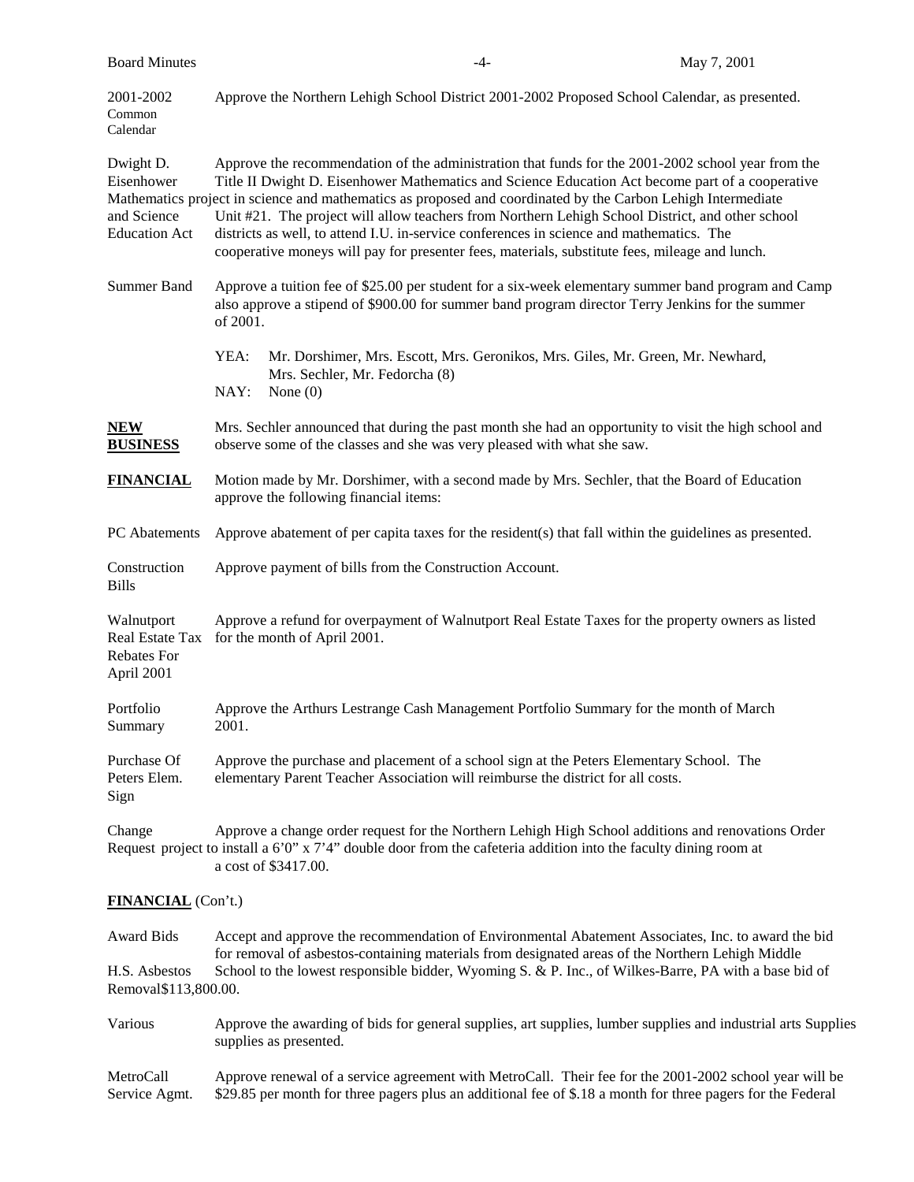**2001-2002 Common Calendar** — Approve the Northern Lehigh School District 2001-2002 Proposed School Calendar, as presented.

**Dwight D. Eisenhower Mathematics and Science Education Act** — Approve the recommendation of the administration that funds for the 2001-2002 school year from the Title II Dwight D. Eisenhower Mathematics and Science Education Act become part of a cooperative project in science and mathematics as proposed and coordinated by the Carbon Lehigh Intermediate Unit #21. The project will allow teachers from Northern Lehigh School District, and other school districts as well, to attend I.U. in-service conferences in science and mathematics. The cooperative moneys will pay for presenter fees, materials, substitute fees, mileage and lunch.

**Summer Band Camp** — Approve a tuition fee of $25.00 per student for a six-week elementary summer band program and also approve a stipend of $900.00 for summer band program director Terry Jenkins for the summer of 2001.

YEA: Mr. Dorshimer, Mrs. Escott, Mrs. Geronikos, Mrs. Giles, Mr. Green, Mr. Newhard, Mrs. Sechler, Mr. Fedorcha (8)
NAY: None (0)

**NEW BUSINESS**

Mrs. Sechler announced that during the past month she had an opportunity to visit the high school and observe some of the classes and she was very pleased with what she saw.

**FINANCIAL**

Motion made by Mr. Dorshimer, with a second made by Mrs. Sechler, that the Board of Education approve the following financial items:

**PC Abatements** — Approve abatement of per capita taxes for the resident(s) that fall within the guidelines as presented.

**Construction Bills** — Approve payment of bills from the Construction Account.

**Walnutport Real Estate Tax Rebates For April 2001** — Approve a refund for overpayment of Walnutport Real Estate Taxes for the property owners as listed for the month of April 2001.

**Portfolio Summary** — Approve the Arthurs Lestrange Cash Management Portfolio Summary for the month of March 2001.

**Purchase Of Peters Elem. Sign** — Approve the purchase and placement of a school sign at the Peters Elementary School. The elementary Parent Teacher Association will reimburse the district for all costs.

**Change Order Request** — Approve a change order request for the Northern Lehigh High School additions and renovations project to install a 6'0" x 7'4" double door from the cafeteria addition into the faculty dining room at a cost of $3417.00.

**FINANCIAL** (Con't.)

**Award Bids H.S. Asbestos Removal** — Accept and approve the recommendation of Environmental Abatement Associates, Inc. to award the bid for removal of asbestos-containing materials from designated areas of the Northern Lehigh Middle School to the lowest responsible bidder, Wyoming S. & P. Inc., of Wilkes-Barre, PA with a base bid of $113,800.00.

**Various Supplies** — Approve the awarding of bids for general supplies, art supplies, lumber supplies and industrial arts supplies as presented.

**MetroCall Service Agmt.** — Approve renewal of a service agreement with MetroCall. Their fee for the 2001-2002 school year will be $29.85 per month for three pagers plus an additional fee of $.18 a month for three pagers for the Federal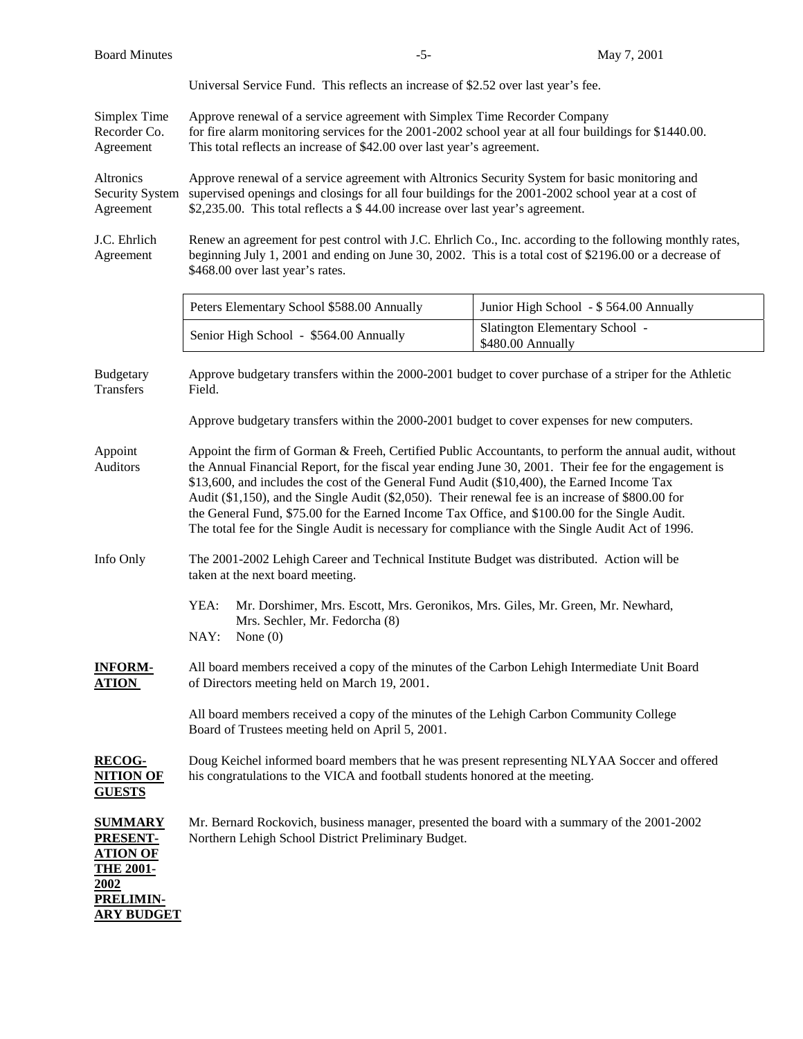Universal Service Fund. This reflects an increase of $2.52 over last year's fee.

Simplex Time Recorder Co. Agreement — Approve renewal of a service agreement with Simplex Time Recorder Company for fire alarm monitoring services for the 2001-2002 school year at all four buildings for $1440.00. This total reflects an increase of $42.00 over last year's agreement.

Altronics Security System Agreement — Approve renewal of a service agreement with Altronics Security System for basic monitoring and supervised openings and closings for all four buildings for the 2001-2002 school year at a cost of $2,235.00. This total reflects a $ 44.00 increase over last year's agreement.

J.C. Ehrlich Agreement — Renew an agreement for pest control with J.C. Ehrlich Co., Inc. according to the following monthly rates, beginning July 1, 2001 and ending on June 30, 2002. This is a total cost of $2196.00 or a decrease of $468.00 over last year's rates.

| | |
|---|---|
| Peters Elementary School $588.00 Annually | Junior High School - $ 564.00 Annually |
| Senior High School - $564.00 Annually | Slatington Elementary School - $480.00 Annually |

Budgetary Transfers — Approve budgetary transfers within the 2000-2001 budget to cover purchase of a striper for the Athletic Field.

Approve budgetary transfers within the 2000-2001 budget to cover expenses for new computers.

Appoint Auditors — Appoint the firm of Gorman & Freeh, Certified Public Accountants, to perform the annual audit, without the Annual Financial Report, for the fiscal year ending June 30, 2001. Their fee for the engagement is $13,600, and includes the cost of the General Fund Audit ($10,400), the Earned Income Tax Audit ($1,150), and the Single Audit ($2,050). Their renewal fee is an increase of $800.00 for the General Fund, $75.00 for the Earned Income Tax Office, and $100.00 for the Single Audit. The total fee for the Single Audit is necessary for compliance with the Single Audit Act of 1996.

Info Only — The 2001-2002 Lehigh Career and Technical Institute Budget was distributed. Action will be taken at the next board meeting.

YEA: Mr. Dorshimer, Mrs. Escott, Mrs. Geronikos, Mrs. Giles, Mr. Green, Mr. Newhard, Mrs. Sechler, Mr. Fedorcha (8)
NAY: None (0)

**INFORMATION**

All board members received a copy of the minutes of the Carbon Lehigh Intermediate Unit Board of Directors meeting held on March 19, 2001.

All board members received a copy of the minutes of the Lehigh Carbon Community College Board of Trustees meeting held on April 5, 2001.

**RECOGNITION OF GUESTS**

Doug Keichel informed board members that he was present representing NLYAA Soccer and offered his congratulations to the VICA and football students honored at the meeting.

**SUMMARY PRESENTATION OF THE 2001-2002 PRELIMINARY BUDGET**

Mr. Bernard Rockovich, business manager, presented the board with a summary of the 2001-2002 Northern Lehigh School District Preliminary Budget.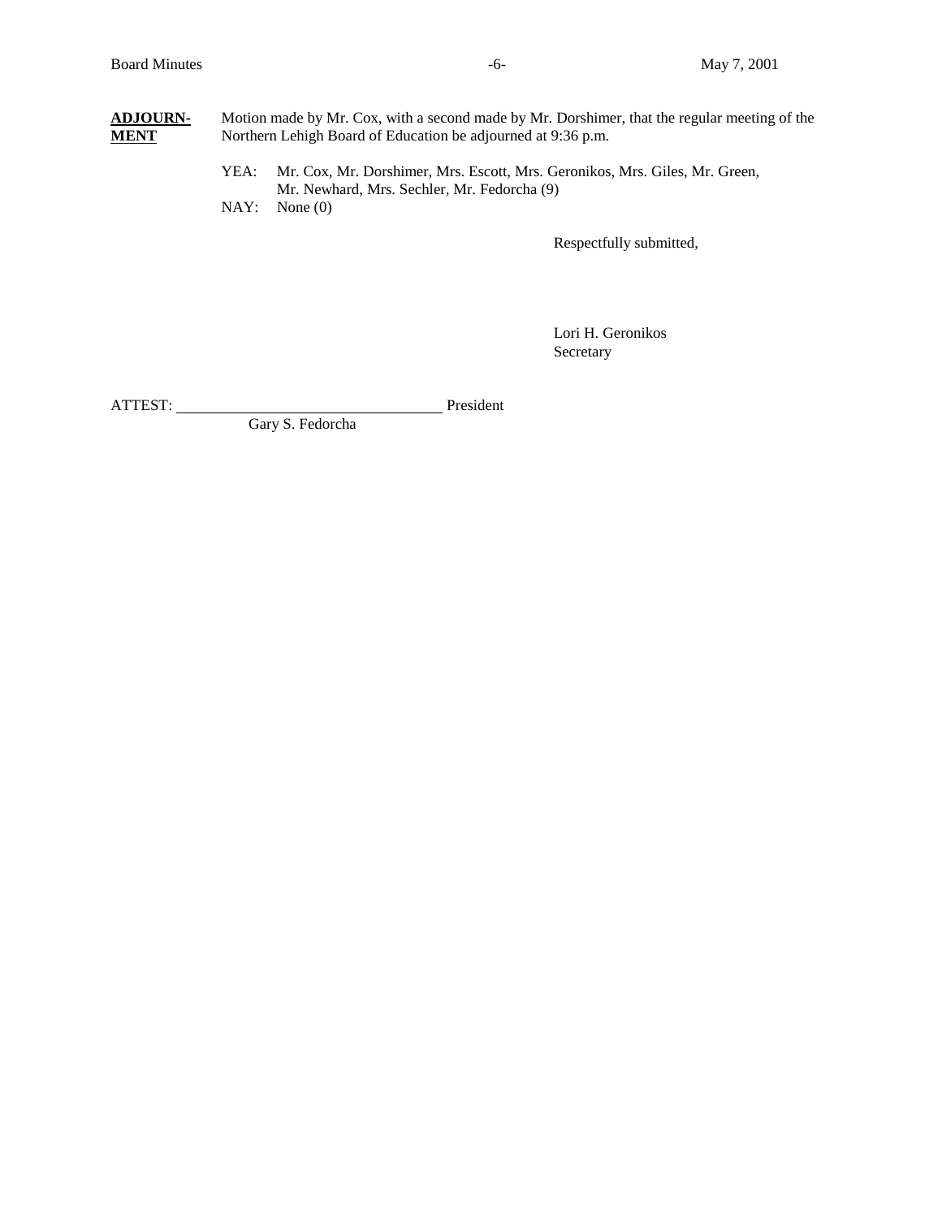**ADJOURNMENT**

Motion made by Mr. Cox, with a second made by Mr. Dorshimer, that the regular meeting of the Northern Lehigh Board of Education be adjourned at 9:36 p.m.

YEA: Mr. Cox, Mr. Dorshimer, Mrs. Escott, Mrs. Geronikos, Mrs. Giles, Mr. Green, Mr. Newhard, Mrs. Sechler, Mr. Fedorcha (9)
NAY: None (0)

Respectfully submitted,

Lori H. Geronikos
Secretary

ATTEST: ________________________________ President
Gary S. Fedorcha